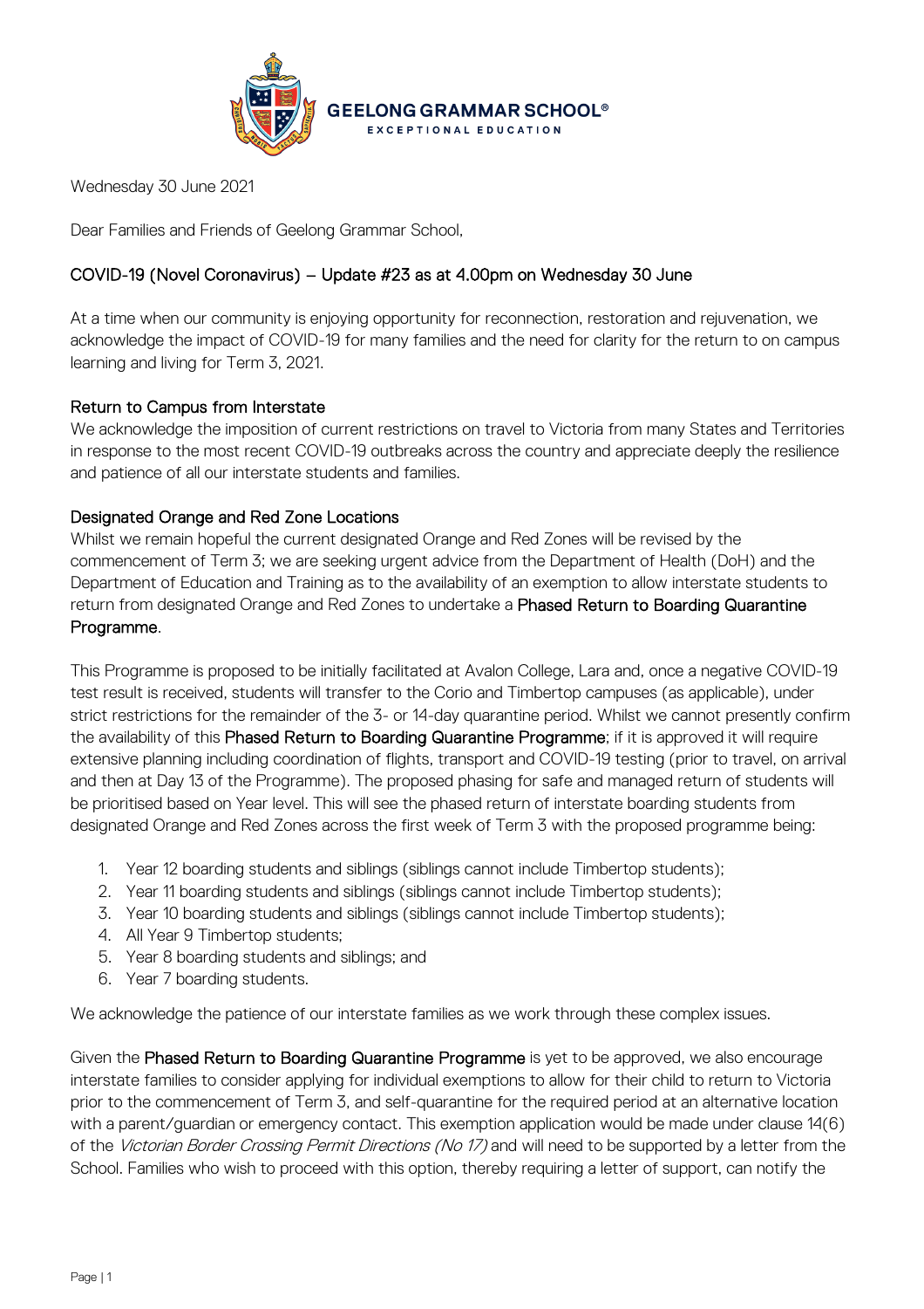**GEELONG GRAMMAR SCHOOL®**
EXCEPTIONAL EDUCATION

Wednesday 30 June 2021

Dear Families and Friends of Geelong Grammar School,

## COVID-19 (Novel Coronavirus) – Update #23 as at 4.00pm on Wednesday 30 June

At a time when our community is enjoying opportunity for reconnection, restoration and rejuvenation, we acknowledge the impact of COVID-19 for many families and the need for clarity for the return to on campus learning and living for Term 3, 2021.

### Return to Campus from Interstate

We acknowledge the imposition of current restrictions on travel to Victoria from many States and Territories in response to the most recent COVID-19 outbreaks across the country and appreciate deeply the resilience and patience of all our interstate students and families.

### Designated Orange and Red Zone Locations

Whilst we remain hopeful the current designated Orange and Red Zones will be revised by the commencement of Term 3; we are seeking urgent advice from the Department of Health (DoH) and the Department of Education and Training as to the availability of an exemption to allow interstate students to return from designated Orange and Red Zones to undertake a **Phased Return to Boarding Quarantine Programme**.

This Programme is proposed to be initially facilitated at Avalon College, Lara and, once a negative COVID-19 test result is received, students will transfer to the Corio and Timbertop campuses (as applicable), under strict restrictions for the remainder of the 3- or 14-day quarantine period. Whilst we cannot presently confirm the availability of this **Phased Return to Boarding Quarantine Programme**; if it is approved it will require extensive planning including coordination of flights, transport and COVID-19 testing (prior to travel, on arrival and then at Day 13 of the Programme). The proposed phasing for safe and managed return of students will be prioritised based on Year level. This will see the phased return of interstate boarding students from designated Orange and Red Zones across the first week of Term 3 with the proposed programme being:

1. Year 12 boarding students and siblings (siblings cannot include Timbertop students);
2. Year 11 boarding students and siblings (siblings cannot include Timbertop students);
3. Year 10 boarding students and siblings (siblings cannot include Timbertop students);
4. All Year 9 Timbertop students;
5. Year 8 boarding students and siblings; and
6. Year 7 boarding students.

We acknowledge the patience of our interstate families as we work through these complex issues.

Given the **Phased Return to Boarding Quarantine Programme** is yet to be approved, we also encourage interstate families to consider applying for individual exemptions to allow for their child to return to Victoria prior to the commencement of Term 3, and self-quarantine for the required period at an alternative location with a parent/guardian or emergency contact. This exemption application would be made under clause 14(6) of the *Victorian Border Crossing Permit Directions (No 17)* and will need to be supported by a letter from the School. Families who wish to proceed with this option, thereby requiring a letter of support, can notify the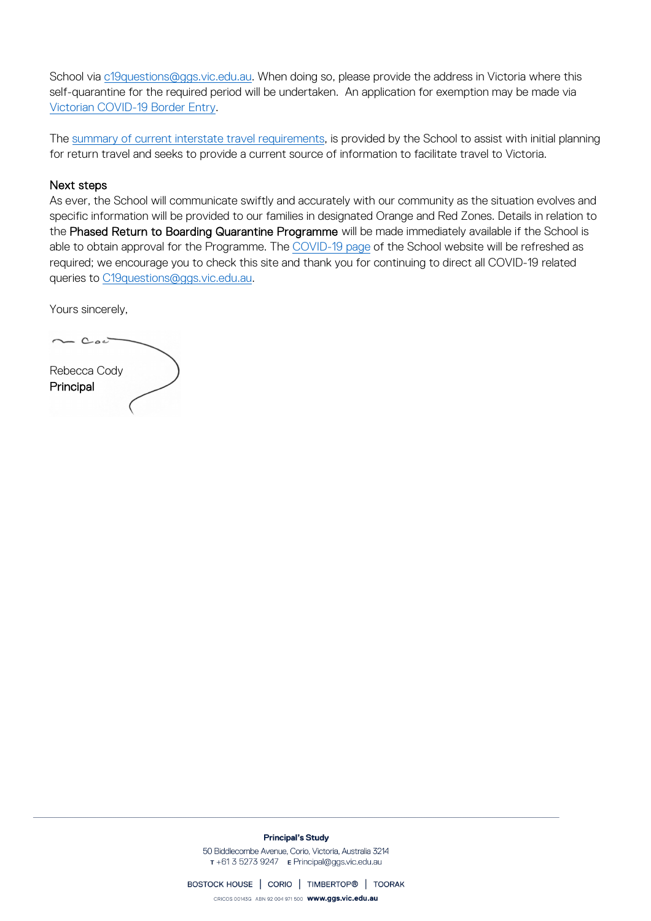School via c19questions@ggs.vic.edu.au. When doing so, please provide the address in Victoria where this self-quarantine for the required period will be undertaken. An application for exemption may be made via Victorian COVID-19 Border Entry.

The summary of current interstate travel requirements, is provided by the School to assist with initial planning for return travel and seeks to provide a current source of information to facilitate travel to Victoria.

## Next steps

As ever, the School will communicate swiftly and accurately with our community as the situation evolves and specific information will be provided to our families in designated Orange and Red Zones. Details in relation to the **Phased Return to Boarding Quarantine Programme** will be made immediately available if the School is able to obtain approval for the Programme. The COVID-19 page of the School website will be refreshed as required; we encourage you to check this site and thank you for continuing to direct all COVID-19 related queries to C19questions@ggs.vic.edu.au.

Yours sincerely,

Rebecca Cody
**Principal**

**Principal's Study**

50 Biddlecombe Avenue, Corio, Victoria, Australia 3214
T +61 3 5273 9247 E Principal@ggs.vic.edu.au

BOSTOCK HOUSE | CORIO | TIMBERTOP® | TOORAK

CRICOS 00143G ABN 92 004 971 500 **www.ggs.vic.edu.au**